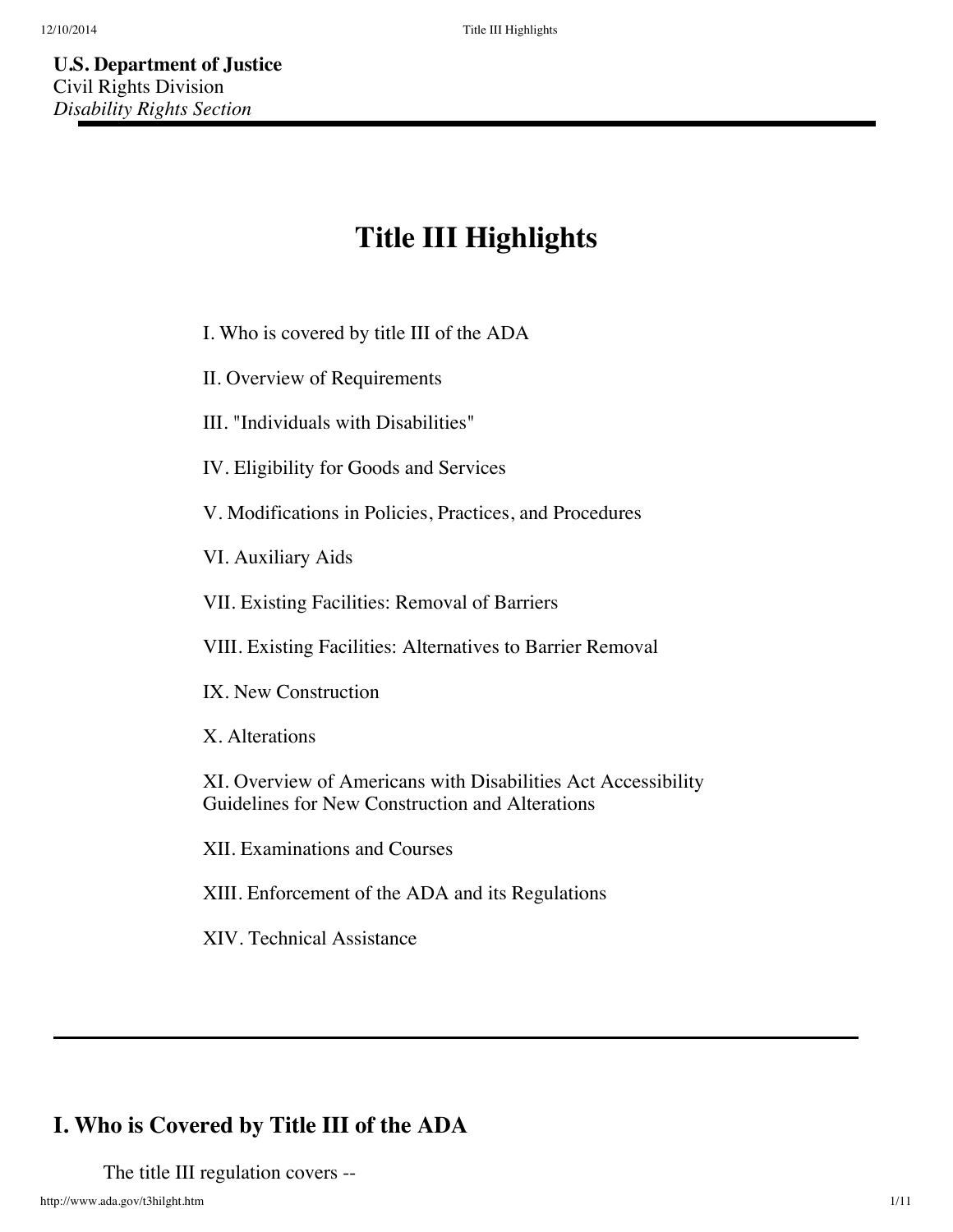**U.S. Department of Justice**
Civil Rights Division
*Disability Rights Section*

# Title III Highlights

I. Who is covered by title III of the ADA

II. Overview of Requirements

III. "Individuals with Disabilities"

IV. Eligibility for Goods and Services

V. Modifications in Policies, Practices, and Procedures

VI. Auxiliary Aids

VII. Existing Facilities: Removal of Barriers

VIII. Existing Facilities: Alternatives to Barrier Removal

IX. New Construction

X. Alterations

XI. Overview of Americans with Disabilities Act Accessibility Guidelines for New Construction and Alterations

XII. Examinations and Courses

XIII. Enforcement of the ADA and its Regulations

XIV. Technical Assistance

---

## I. Who is Covered by Title III of the ADA

The title III regulation covers --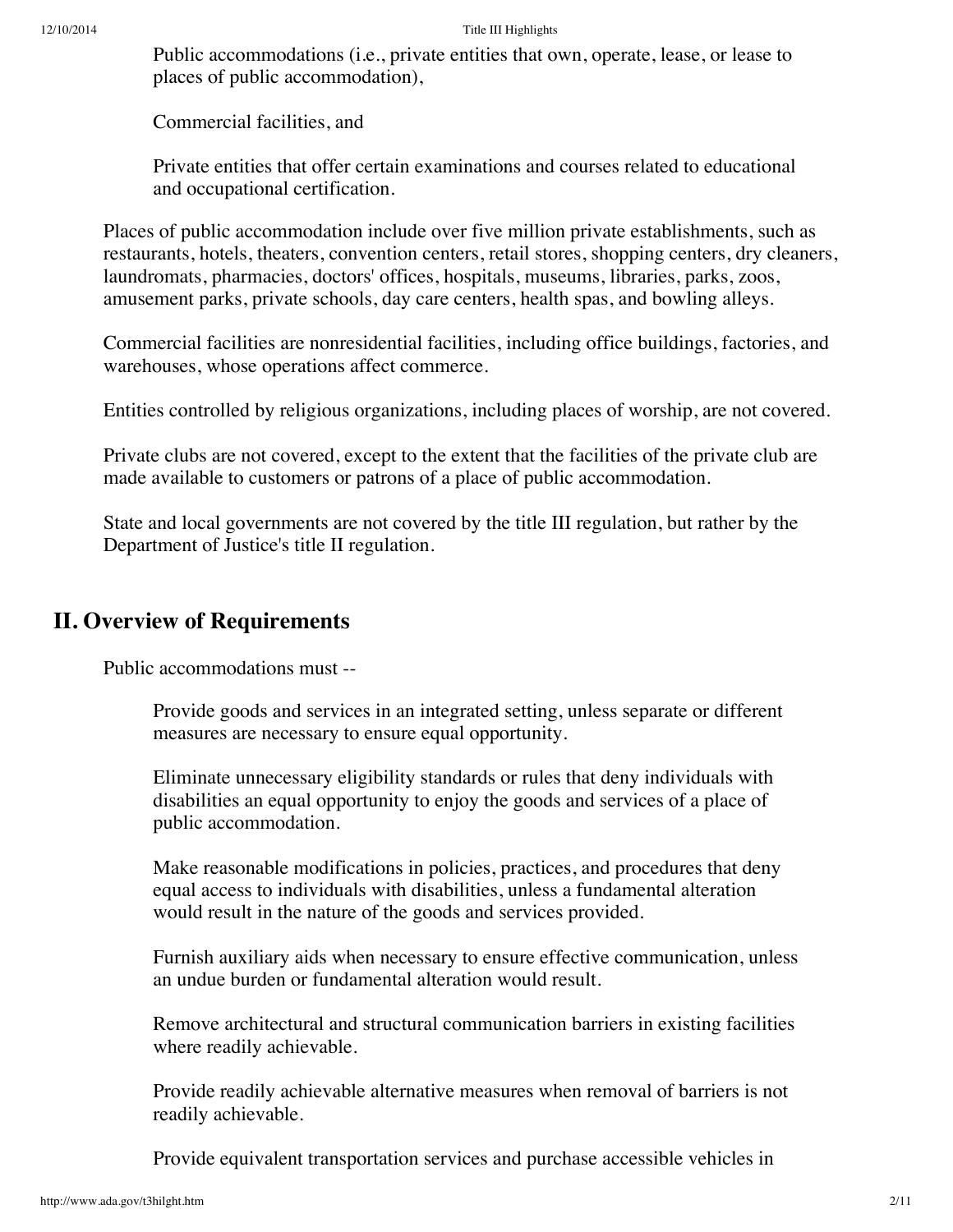Public accommodations (i.e., private entities that own, operate, lease, or lease to places of public accommodation),

Commercial facilities, and

Private entities that offer certain examinations and courses related to educational and occupational certification.

Places of public accommodation include over five million private establishments, such as restaurants, hotels, theaters, convention centers, retail stores, shopping centers, dry cleaners, laundromats, pharmacies, doctors' offices, hospitals, museums, libraries, parks, zoos, amusement parks, private schools, day care centers, health spas, and bowling alleys.

Commercial facilities are nonresidential facilities, including office buildings, factories, and warehouses, whose operations affect commerce.

Entities controlled by religious organizations, including places of worship, are not covered.

Private clubs are not covered, except to the extent that the facilities of the private club are made available to customers or patrons of a place of public accommodation.

State and local governments are not covered by the title III regulation, but rather by the Department of Justice's title II regulation.

## II. Overview of Requirements

Public accommodations must --

Provide goods and services in an integrated setting, unless separate or different measures are necessary to ensure equal opportunity.

Eliminate unnecessary eligibility standards or rules that deny individuals with disabilities an equal opportunity to enjoy the goods and services of a place of public accommodation.

Make reasonable modifications in policies, practices, and procedures that deny equal access to individuals with disabilities, unless a fundamental alteration would result in the nature of the goods and services provided.

Furnish auxiliary aids when necessary to ensure effective communication, unless an undue burden or fundamental alteration would result.

Remove architectural and structural communication barriers in existing facilities where readily achievable.

Provide readily achievable alternative measures when removal of barriers is not readily achievable.

Provide equivalent transportation services and purchase accessible vehicles in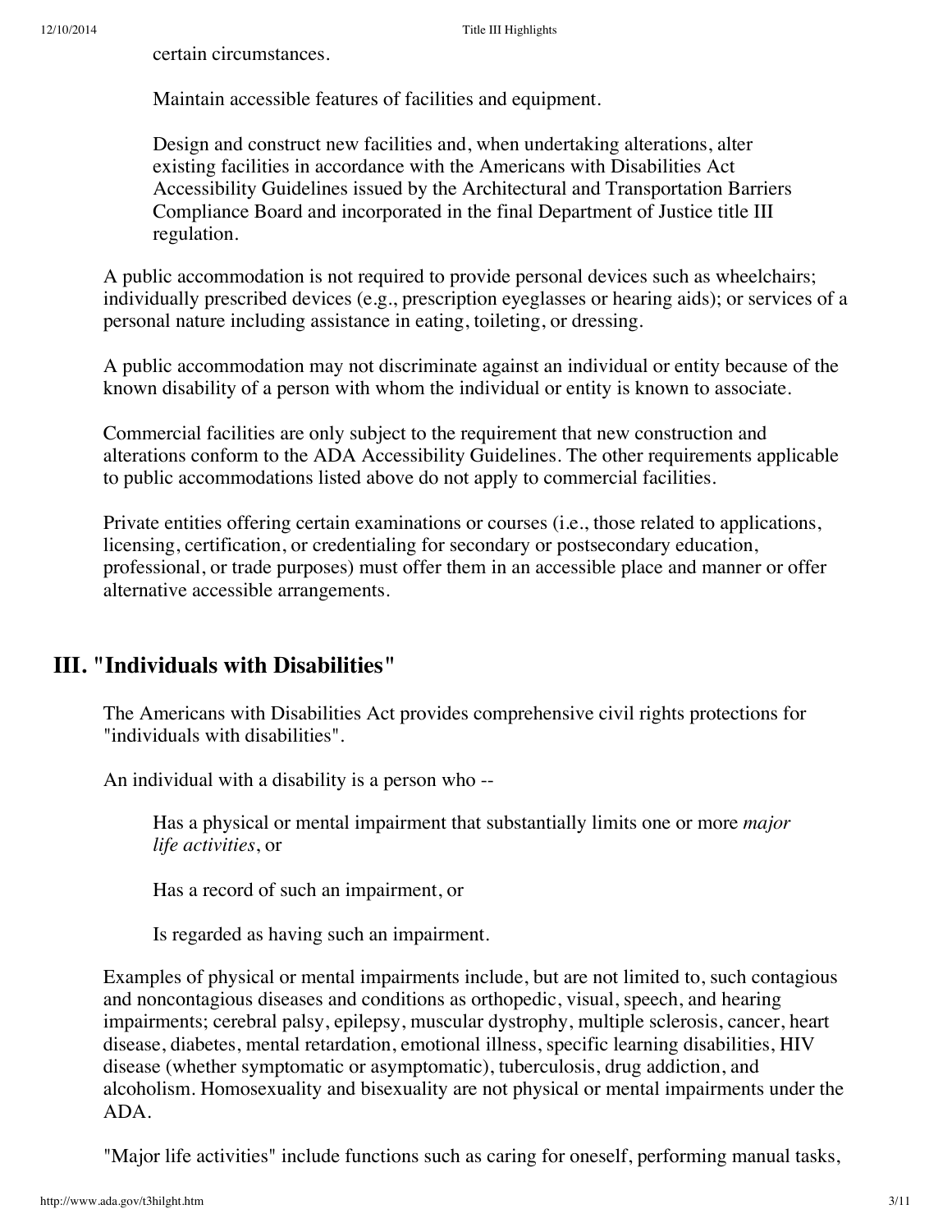certain circumstances.

Maintain accessible features of facilities and equipment.

Design and construct new facilities and, when undertaking alterations, alter existing facilities in accordance with the Americans with Disabilities Act Accessibility Guidelines issued by the Architectural and Transportation Barriers Compliance Board and incorporated in the final Department of Justice title III regulation.

A public accommodation is not required to provide personal devices such as wheelchairs; individually prescribed devices (e.g., prescription eyeglasses or hearing aids); or services of a personal nature including assistance in eating, toileting, or dressing.

A public accommodation may not discriminate against an individual or entity because of the known disability of a person with whom the individual or entity is known to associate.

Commercial facilities are only subject to the requirement that new construction and alterations conform to the ADA Accessibility Guidelines. The other requirements applicable to public accommodations listed above do not apply to commercial facilities.

Private entities offering certain examinations or courses (i.e., those related to applications, licensing, certification, or credentialing for secondary or postsecondary education, professional, or trade purposes) must offer them in an accessible place and manner or offer alternative accessible arrangements.

## III. "Individuals with Disabilities"

The Americans with Disabilities Act provides comprehensive civil rights protections for "individuals with disabilities".

An individual with a disability is a person who --

Has a physical or mental impairment that substantially limits one or more *major life activities*, or

Has a record of such an impairment, or

Is regarded as having such an impairment.

Examples of physical or mental impairments include, but are not limited to, such contagious and noncontagious diseases and conditions as orthopedic, visual, speech, and hearing impairments; cerebral palsy, epilepsy, muscular dystrophy, multiple sclerosis, cancer, heart disease, diabetes, mental retardation, emotional illness, specific learning disabilities, HIV disease (whether symptomatic or asymptomatic), tuberculosis, drug addiction, and alcoholism. Homosexuality and bisexuality are not physical or mental impairments under the ADA.

"Major life activities" include functions such as caring for oneself, performing manual tasks,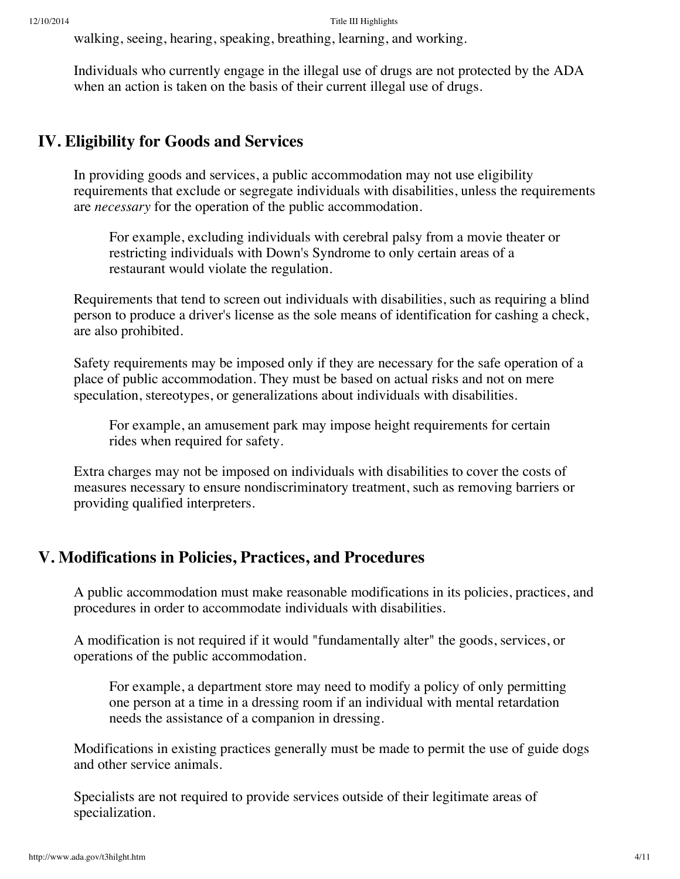walking, seeing, hearing, speaking, breathing, learning, and working.

Individuals who currently engage in the illegal use of drugs are not protected by the ADA when an action is taken on the basis of their current illegal use of drugs.

## IV. Eligibility for Goods and Services

In providing goods and services, a public accommodation may not use eligibility requirements that exclude or segregate individuals with disabilities, unless the requirements are *necessary* for the operation of the public accommodation.

> For example, excluding individuals with cerebral palsy from a movie theater or restricting individuals with Down's Syndrome to only certain areas of a restaurant would violate the regulation.

Requirements that tend to screen out individuals with disabilities, such as requiring a blind person to produce a driver's license as the sole means of identification for cashing a check, are also prohibited.

Safety requirements may be imposed only if they are necessary for the safe operation of a place of public accommodation. They must be based on actual risks and not on mere speculation, stereotypes, or generalizations about individuals with disabilities.

> For example, an amusement park may impose height requirements for certain rides when required for safety.

Extra charges may not be imposed on individuals with disabilities to cover the costs of measures necessary to ensure nondiscriminatory treatment, such as removing barriers or providing qualified interpreters.

## V. Modifications in Policies, Practices, and Procedures

A public accommodation must make reasonable modifications in its policies, practices, and procedures in order to accommodate individuals with disabilities.

A modification is not required if it would "fundamentally alter" the goods, services, or operations of the public accommodation.

> For example, a department store may need to modify a policy of only permitting one person at a time in a dressing room if an individual with mental retardation needs the assistance of a companion in dressing.

Modifications in existing practices generally must be made to permit the use of guide dogs and other service animals.

Specialists are not required to provide services outside of their legitimate areas of specialization.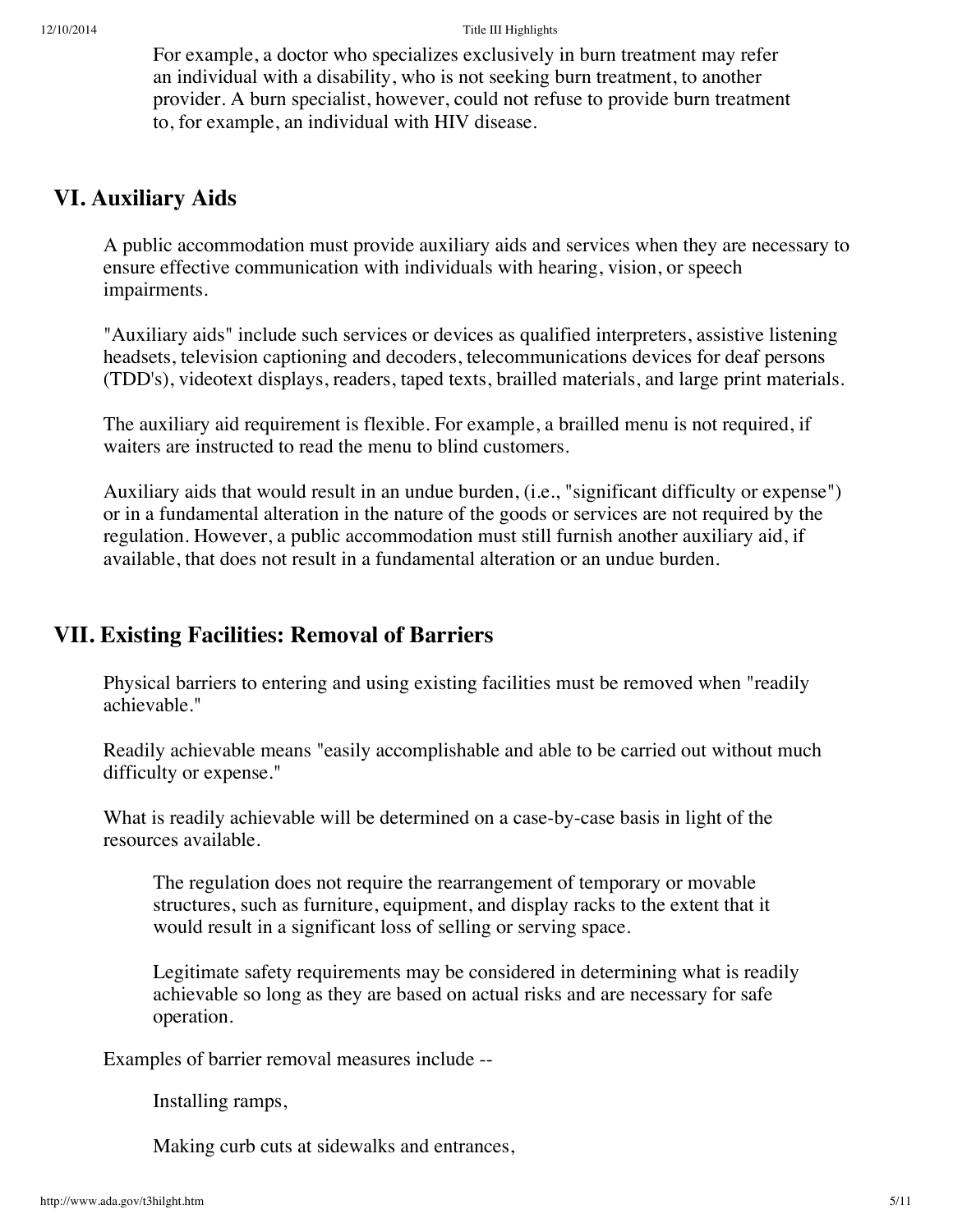For example, a doctor who specializes exclusively in burn treatment may refer an individual with a disability, who is not seeking burn treatment, to another provider. A burn specialist, however, could not refuse to provide burn treatment to, for example, an individual with HIV disease.

## VI. Auxiliary Aids

A public accommodation must provide auxiliary aids and services when they are necessary to ensure effective communication with individuals with hearing, vision, or speech impairments.

"Auxiliary aids" include such services or devices as qualified interpreters, assistive listening headsets, television captioning and decoders, telecommunications devices for deaf persons (TDD's), videotext displays, readers, taped texts, brailled materials, and large print materials.

The auxiliary aid requirement is flexible. For example, a brailled menu is not required, if waiters are instructed to read the menu to blind customers.

Auxiliary aids that would result in an undue burden, (i.e., "significant difficulty or expense") or in a fundamental alteration in the nature of the goods or services are not required by the regulation. However, a public accommodation must still furnish another auxiliary aid, if available, that does not result in a fundamental alteration or an undue burden.

## VII. Existing Facilities: Removal of Barriers

Physical barriers to entering and using existing facilities must be removed when "readily achievable."

Readily achievable means "easily accomplishable and able to be carried out without much difficulty or expense."

What is readily achievable will be determined on a case-by-case basis in light of the resources available.

> The regulation does not require the rearrangement of temporary or movable structures, such as furniture, equipment, and display racks to the extent that it would result in a significant loss of selling or serving space.
>
> Legitimate safety requirements may be considered in determining what is readily achievable so long as they are based on actual risks and are necessary for safe operation.

Examples of barrier removal measures include --

> Installing ramps,
>
> Making curb cuts at sidewalks and entrances,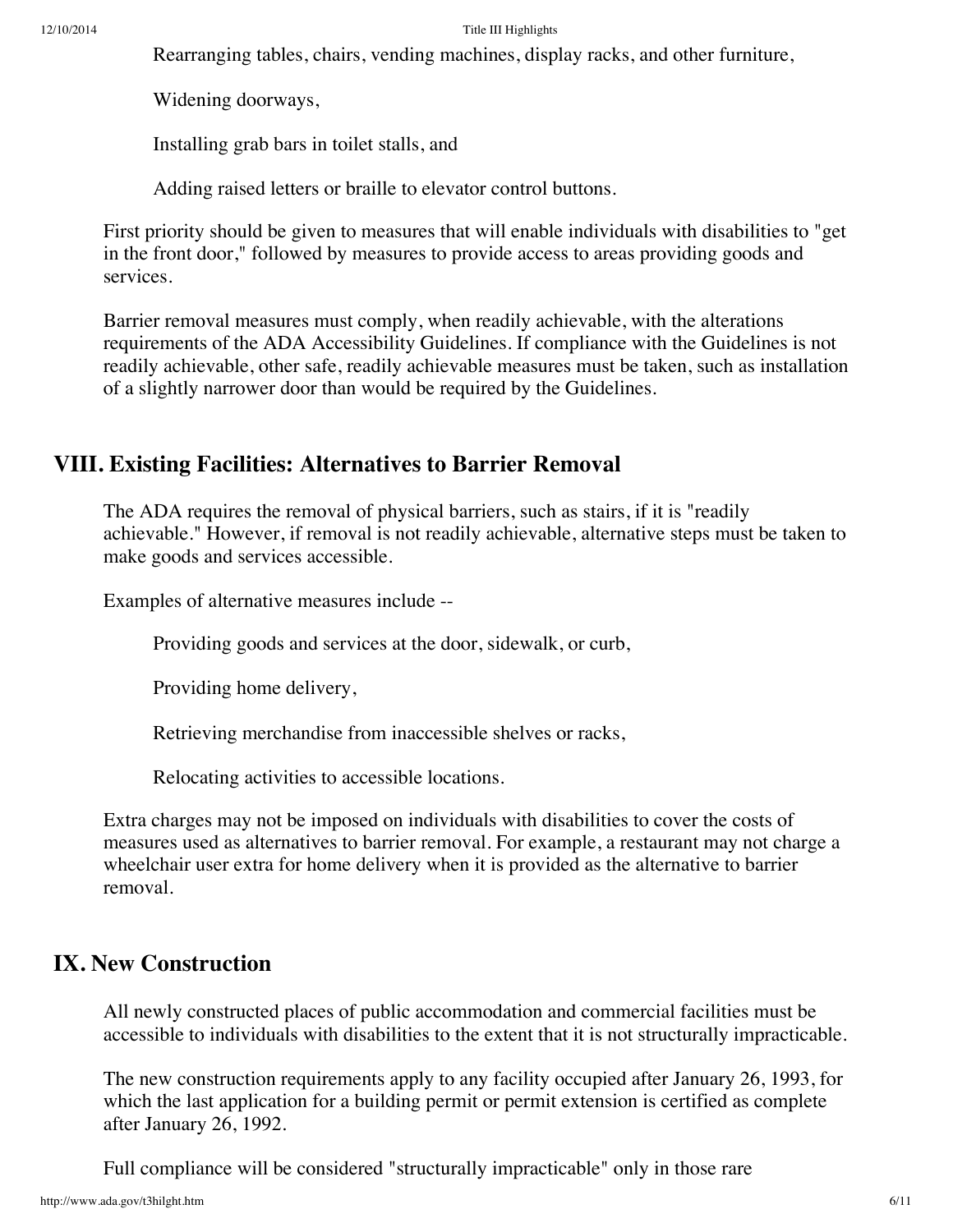Rearranging tables, chairs, vending machines, display racks, and other furniture,

Widening doorways,

Installing grab bars in toilet stalls, and

Adding raised letters or braille to elevator control buttons.

First priority should be given to measures that will enable individuals with disabilities to "get in the front door," followed by measures to provide access to areas providing goods and services.

Barrier removal measures must comply, when readily achievable, with the alterations requirements of the ADA Accessibility Guidelines. If compliance with the Guidelines is not readily achievable, other safe, readily achievable measures must be taken, such as installation of a slightly narrower door than would be required by the Guidelines.

## VIII. Existing Facilities: Alternatives to Barrier Removal

The ADA requires the removal of physical barriers, such as stairs, if it is "readily achievable." However, if removal is not readily achievable, alternative steps must be taken to make goods and services accessible.

Examples of alternative measures include --

Providing goods and services at the door, sidewalk, or curb,

Providing home delivery,

Retrieving merchandise from inaccessible shelves or racks,

Relocating activities to accessible locations.

Extra charges may not be imposed on individuals with disabilities to cover the costs of measures used as alternatives to barrier removal. For example, a restaurant may not charge a wheelchair user extra for home delivery when it is provided as the alternative to barrier removal.

## IX. New Construction

All newly constructed places of public accommodation and commercial facilities must be accessible to individuals with disabilities to the extent that it is not structurally impracticable.

The new construction requirements apply to any facility occupied after January 26, 1993, for which the last application for a building permit or permit extension is certified as complete after January 26, 1992.

Full compliance will be considered "structurally impracticable" only in those rare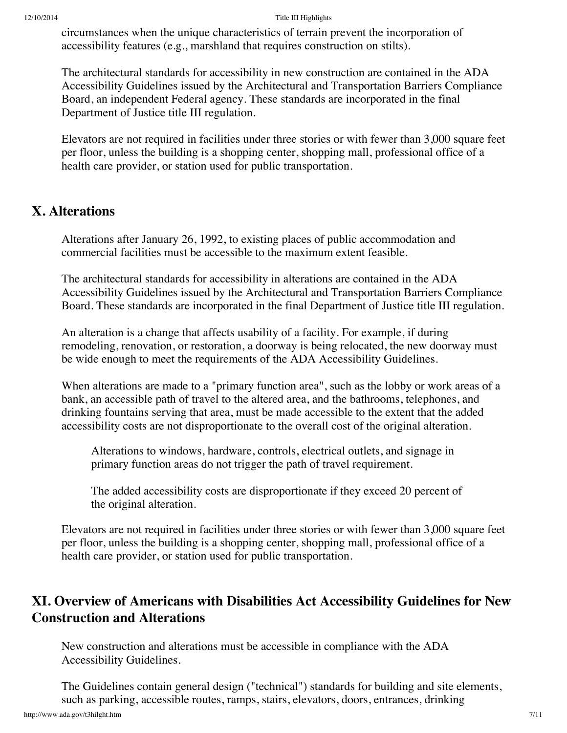circumstances when the unique characteristics of terrain prevent the incorporation of accessibility features (e.g., marshland that requires construction on stilts).

The architectural standards for accessibility in new construction are contained in the ADA Accessibility Guidelines issued by the Architectural and Transportation Barriers Compliance Board, an independent Federal agency. These standards are incorporated in the final Department of Justice title III regulation.

Elevators are not required in facilities under three stories or with fewer than 3,000 square feet per floor, unless the building is a shopping center, shopping mall, professional office of a health care provider, or station used for public transportation.

## X. Alterations

Alterations after January 26, 1992, to existing places of public accommodation and commercial facilities must be accessible to the maximum extent feasible.

The architectural standards for accessibility in alterations are contained in the ADA Accessibility Guidelines issued by the Architectural and Transportation Barriers Compliance Board. These standards are incorporated in the final Department of Justice title III regulation.

An alteration is a change that affects usability of a facility. For example, if during remodeling, renovation, or restoration, a doorway is being relocated, the new doorway must be wide enough to meet the requirements of the ADA Accessibility Guidelines.

When alterations are made to a "primary function area", such as the lobby or work areas of a bank, an accessible path of travel to the altered area, and the bathrooms, telephones, and drinking fountains serving that area, must be made accessible to the extent that the added accessibility costs are not disproportionate to the overall cost of the original alteration.

> Alterations to windows, hardware, controls, electrical outlets, and signage in primary function areas do not trigger the path of travel requirement.
>
> The added accessibility costs are disproportionate if they exceed 20 percent of the original alteration.

Elevators are not required in facilities under three stories or with fewer than 3,000 square feet per floor, unless the building is a shopping center, shopping mall, professional office of a health care provider, or station used for public transportation.

## XI. Overview of Americans with Disabilities Act Accessibility Guidelines for New Construction and Alterations

New construction and alterations must be accessible in compliance with the ADA Accessibility Guidelines.

The Guidelines contain general design ("technical") standards for building and site elements, such as parking, accessible routes, ramps, stairs, elevators, doors, entrances, drinking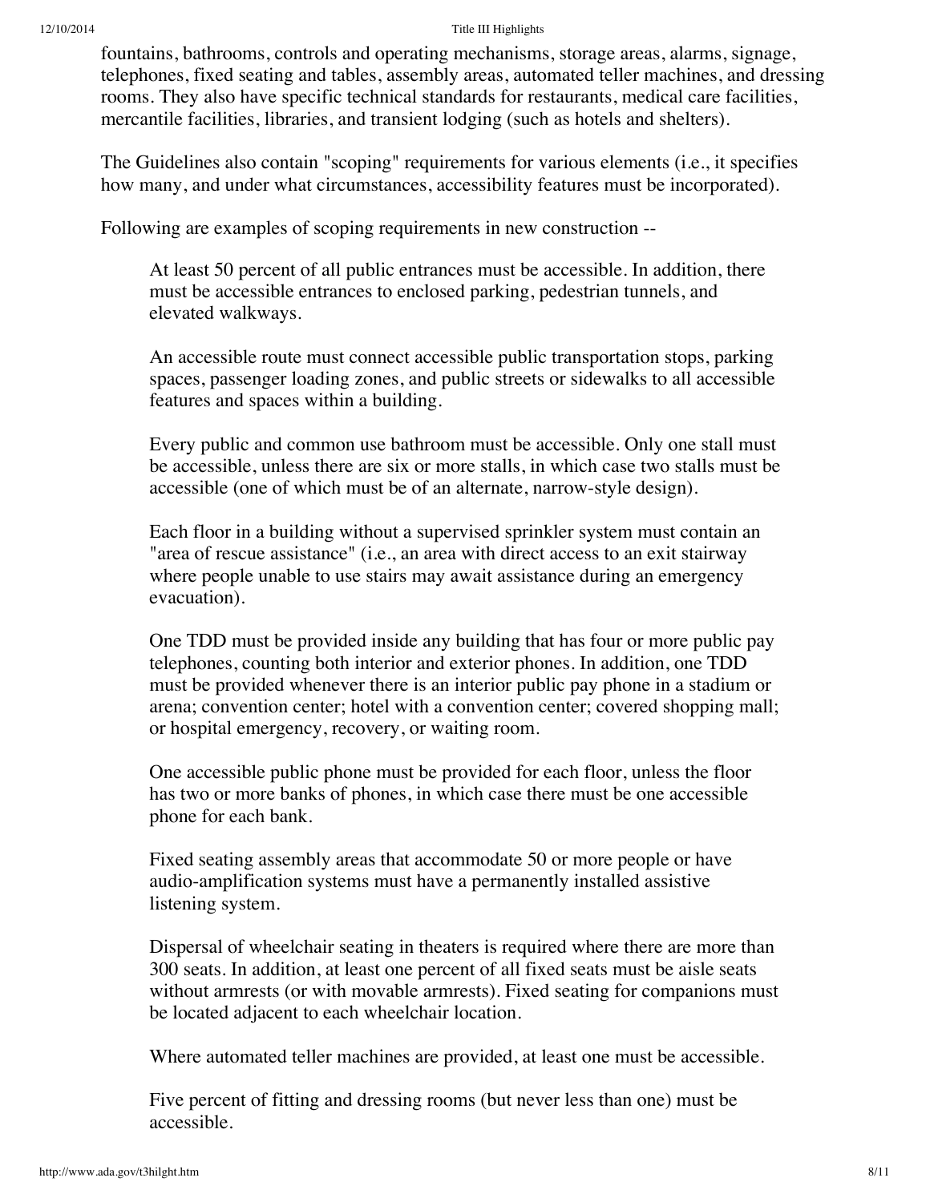fountains, bathrooms, controls and operating mechanisms, storage areas, alarms, signage, telephones, fixed seating and tables, assembly areas, automated teller machines, and dressing rooms. They also have specific technical standards for restaurants, medical care facilities, mercantile facilities, libraries, and transient lodging (such as hotels and shelters).

The Guidelines also contain "scoping" requirements for various elements (i.e., it specifies how many, and under what circumstances, accessibility features must be incorporated).

Following are examples of scoping requirements in new construction --

> At least 50 percent of all public entrances must be accessible. In addition, there must be accessible entrances to enclosed parking, pedestrian tunnels, and elevated walkways.
>
> An accessible route must connect accessible public transportation stops, parking spaces, passenger loading zones, and public streets or sidewalks to all accessible features and spaces within a building.
>
> Every public and common use bathroom must be accessible. Only one stall must be accessible, unless there are six or more stalls, in which case two stalls must be accessible (one of which must be of an alternate, narrow-style design).
>
> Each floor in a building without a supervised sprinkler system must contain an "area of rescue assistance" (i.e., an area with direct access to an exit stairway where people unable to use stairs may await assistance during an emergency evacuation).
>
> One TDD must be provided inside any building that has four or more public pay telephones, counting both interior and exterior phones. In addition, one TDD must be provided whenever there is an interior public pay phone in a stadium or arena; convention center; hotel with a convention center; covered shopping mall; or hospital emergency, recovery, or waiting room.
>
> One accessible public phone must be provided for each floor, unless the floor has two or more banks of phones, in which case there must be one accessible phone for each bank.
>
> Fixed seating assembly areas that accommodate 50 or more people or have audio-amplification systems must have a permanently installed assistive listening system.
>
> Dispersal of wheelchair seating in theaters is required where there are more than 300 seats. In addition, at least one percent of all fixed seats must be aisle seats without armrests (or with movable armrests). Fixed seating for companions must be located adjacent to each wheelchair location.
>
> Where automated teller machines are provided, at least one must be accessible.
>
> Five percent of fitting and dressing rooms (but never less than one) must be accessible.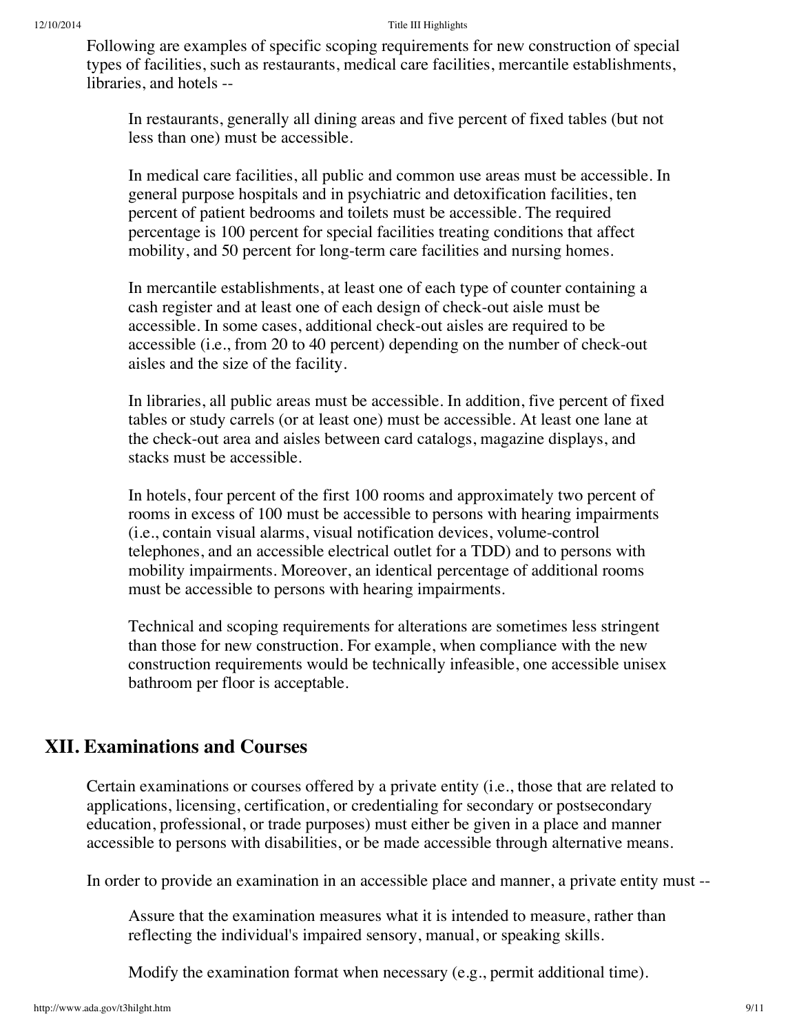Following are examples of specific scoping requirements for new construction of special types of facilities, such as restaurants, medical care facilities, mercantile establishments, libraries, and hotels --

> In restaurants, generally all dining areas and five percent of fixed tables (but not less than one) must be accessible.
>
> In medical care facilities, all public and common use areas must be accessible. In general purpose hospitals and in psychiatric and detoxification facilities, ten percent of patient bedrooms and toilets must be accessible. The required percentage is 100 percent for special facilities treating conditions that affect mobility, and 50 percent for long-term care facilities and nursing homes.
>
> In mercantile establishments, at least one of each type of counter containing a cash register and at least one of each design of check-out aisle must be accessible. In some cases, additional check-out aisles are required to be accessible (i.e., from 20 to 40 percent) depending on the number of check-out aisles and the size of the facility.
>
> In libraries, all public areas must be accessible. In addition, five percent of fixed tables or study carrels (or at least one) must be accessible. At least one lane at the check-out area and aisles between card catalogs, magazine displays, and stacks must be accessible.
>
> In hotels, four percent of the first 100 rooms and approximately two percent of rooms in excess of 100 must be accessible to persons with hearing impairments (i.e., contain visual alarms, visual notification devices, volume-control telephones, and an accessible electrical outlet for a TDD) and to persons with mobility impairments. Moreover, an identical percentage of additional rooms must be accessible to persons with hearing impairments.
>
> Technical and scoping requirements for alterations are sometimes less stringent than those for new construction. For example, when compliance with the new construction requirements would be technically infeasible, one accessible unisex bathroom per floor is acceptable.

## XII. Examinations and Courses

Certain examinations or courses offered by a private entity (i.e., those that are related to applications, licensing, certification, or credentialing for secondary or postsecondary education, professional, or trade purposes) must either be given in a place and manner accessible to persons with disabilities, or be made accessible through alternative means.

In order to provide an examination in an accessible place and manner, a private entity must --

> Assure that the examination measures what it is intended to measure, rather than reflecting the individual's impaired sensory, manual, or speaking skills.
>
> Modify the examination format when necessary (e.g., permit additional time).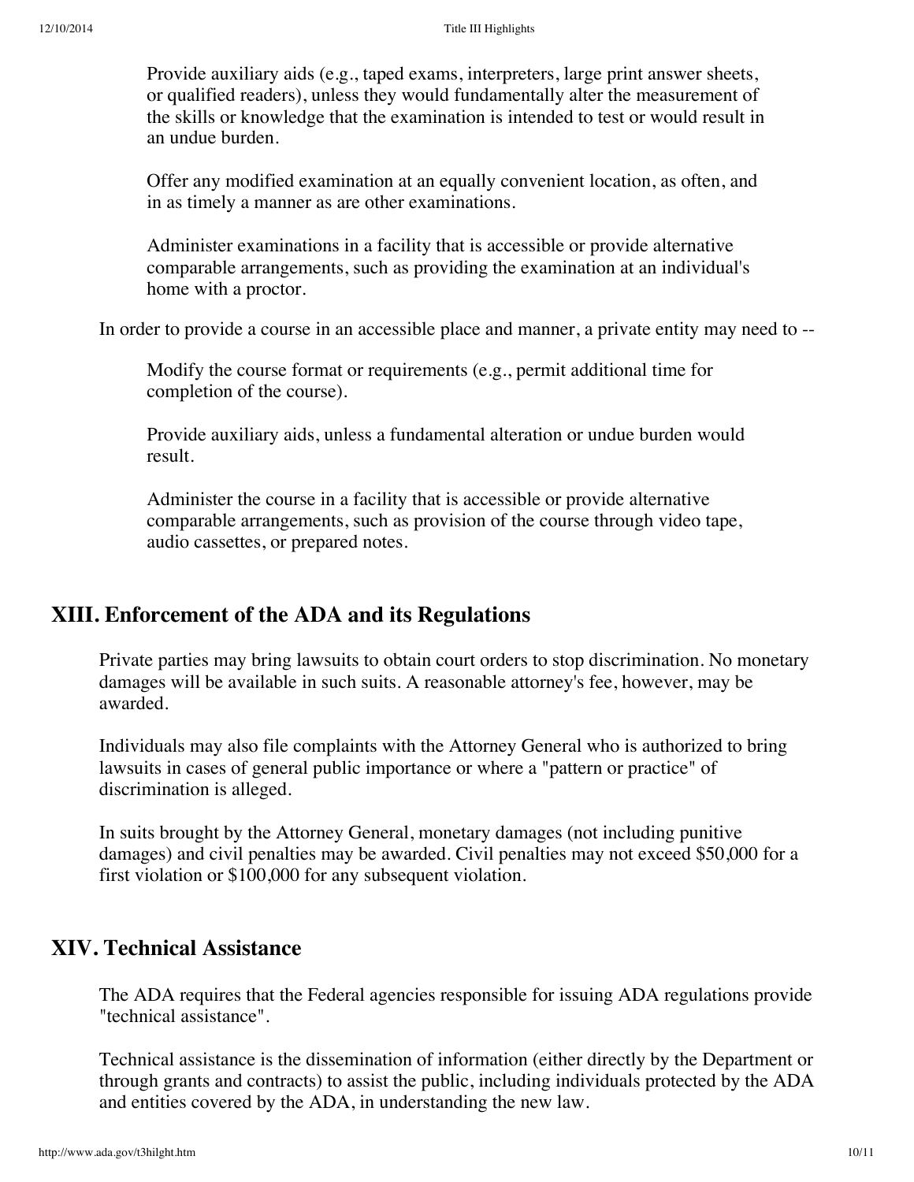Provide auxiliary aids (e.g., taped exams, interpreters, large print answer sheets, or qualified readers), unless they would fundamentally alter the measurement of the skills or knowledge that the examination is intended to test or would result in an undue burden.

Offer any modified examination at an equally convenient location, as often, and in as timely a manner as are other examinations.

Administer examinations in a facility that is accessible or provide alternative comparable arrangements, such as providing the examination at an individual's home with a proctor.

In order to provide a course in an accessible place and manner, a private entity may need to --

Modify the course format or requirements (e.g., permit additional time for completion of the course).

Provide auxiliary aids, unless a fundamental alteration or undue burden would result.

Administer the course in a facility that is accessible or provide alternative comparable arrangements, such as provision of the course through video tape, audio cassettes, or prepared notes.

## XIII. Enforcement of the ADA and its Regulations

Private parties may bring lawsuits to obtain court orders to stop discrimination. No monetary damages will be available in such suits. A reasonable attorney's fee, however, may be awarded.

Individuals may also file complaints with the Attorney General who is authorized to bring lawsuits in cases of general public importance or where a "pattern or practice" of discrimination is alleged.

In suits brought by the Attorney General, monetary damages (not including punitive damages) and civil penalties may be awarded. Civil penalties may not exceed $50,000 for a first violation or $100,000 for any subsequent violation.

## XIV. Technical Assistance

The ADA requires that the Federal agencies responsible for issuing ADA regulations provide "technical assistance".

Technical assistance is the dissemination of information (either directly by the Department or through grants and contracts) to assist the public, including individuals protected by the ADA and entities covered by the ADA, in understanding the new law.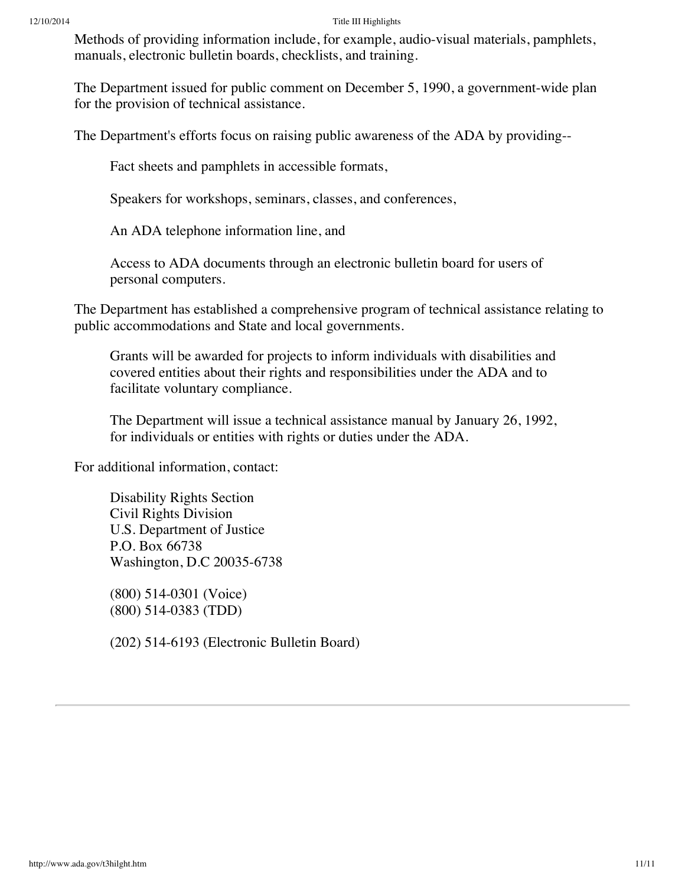Methods of providing information include, for example, audio-visual materials, pamphlets, manuals, electronic bulletin boards, checklists, and training.

The Department issued for public comment on December 5, 1990, a government-wide plan for the provision of technical assistance.

The Department's efforts focus on raising public awareness of the ADA by providing--

> Fact sheets and pamphlets in accessible formats,
>
> Speakers for workshops, seminars, classes, and conferences,
>
> An ADA telephone information line, and
>
> Access to ADA documents through an electronic bulletin board for users of personal computers.

The Department has established a comprehensive program of technical assistance relating to public accommodations and State and local governments.

> Grants will be awarded for projects to inform individuals with disabilities and covered entities about their rights and responsibilities under the ADA and to facilitate voluntary compliance.
>
> The Department will issue a technical assistance manual by January 26, 1992, for individuals or entities with rights or duties under the ADA.

For additional information, contact:

> Disability Rights Section
> Civil Rights Division
> U.S. Department of Justice
> P.O. Box 66738
> Washington, D.C 20035-6738
>
> (800) 514-0301 (Voice)
> (800) 514-0383 (TDD)
>
> (202) 514-6193 (Electronic Bulletin Board)

---